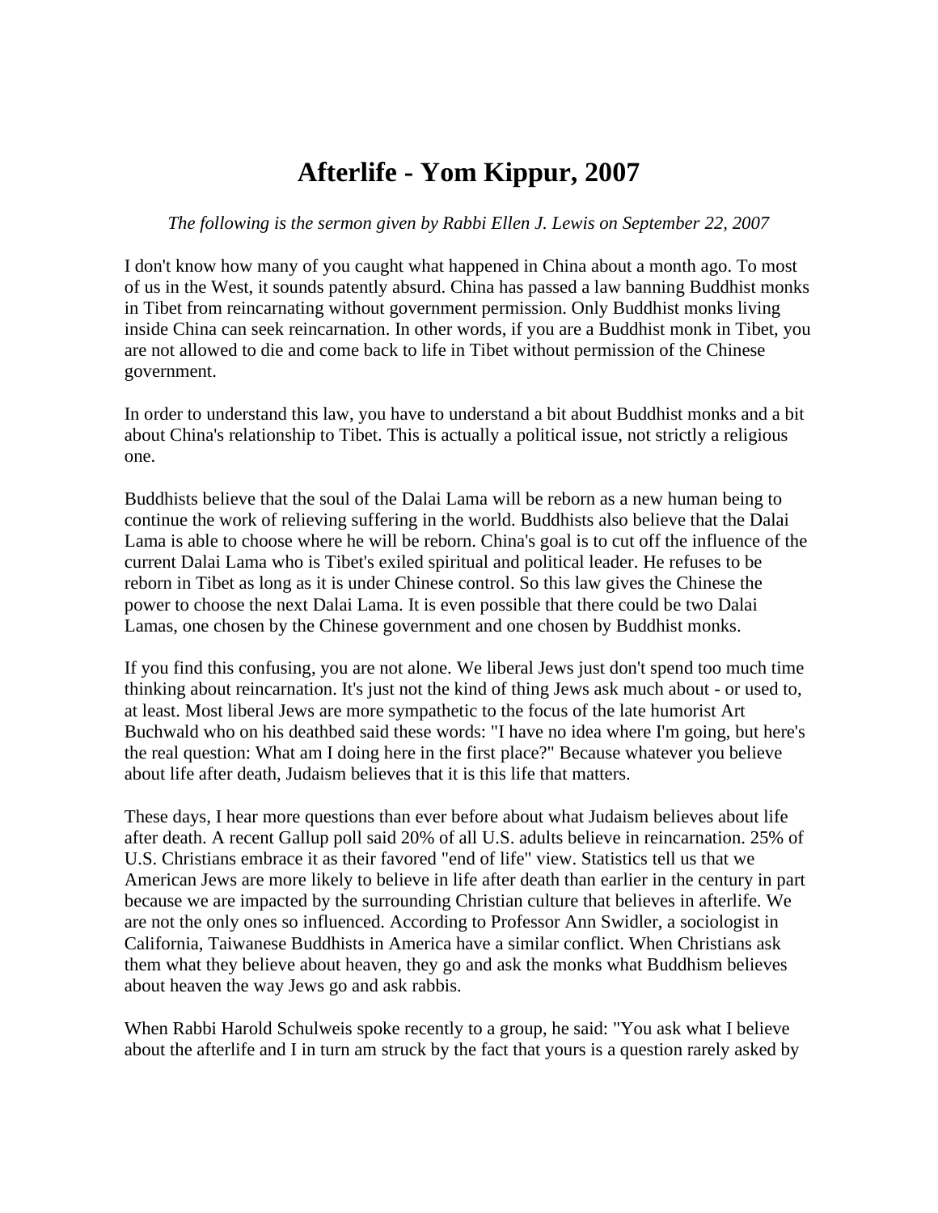# Afterlife - Yom Kippur, 2007

*The following is the sermon given by Rabbi Ellen J. Lewis on September 22, 2007*

I don't know how many of you caught what happened in China about a month ago. To most of us in the West, it sounds patently absurd. China has passed a law banning Buddhist monks in Tibet from reincarnating without government permission. Only Buddhist monks living inside China can seek reincarnation. In other words, if you are a Buddhist monk in Tibet, you are not allowed to die and come back to life in Tibet without permission of the Chinese government.

In order to understand this law, you have to understand a bit about Buddhist monks and a bit about China's relationship to Tibet. This is actually a political issue, not strictly a religious one.

Buddhists believe that the soul of the Dalai Lama will be reborn as a new human being to continue the work of relieving suffering in the world. Buddhists also believe that the Dalai Lama is able to choose where he will be reborn. China's goal is to cut off the influence of the current Dalai Lama who is Tibet's exiled spiritual and political leader. He refuses to be reborn in Tibet as long as it is under Chinese control. So this law gives the Chinese the power to choose the next Dalai Lama. It is even possible that there could be two Dalai Lamas, one chosen by the Chinese government and one chosen by Buddhist monks.

If you find this confusing, you are not alone. We liberal Jews just don't spend too much time thinking about reincarnation. It's just not the kind of thing Jews ask much about - or used to, at least. Most liberal Jews are more sympathetic to the focus of the late humorist Art Buchwald who on his deathbed said these words: "I have no idea where I'm going, but here's the real question: What am I doing here in the first place?" Because whatever you believe about life after death, Judaism believes that it is this life that matters.

These days, I hear more questions than ever before about what Judaism believes about life after death. A recent Gallup poll said 20% of all U.S. adults believe in reincarnation. 25% of U.S. Christians embrace it as their favored "end of life" view. Statistics tell us that we American Jews are more likely to believe in life after death than earlier in the century in part because we are impacted by the surrounding Christian culture that believes in afterlife. We are not the only ones so influenced. According to Professor Ann Swidler, a sociologist in California, Taiwanese Buddhists in America have a similar conflict. When Christians ask them what they believe about heaven, they go and ask the monks what Buddhism believes about heaven the way Jews go and ask rabbis.

When Rabbi Harold Schulweis spoke recently to a group, he said: "You ask what I believe about the afterlife and I in turn am struck by the fact that yours is a question rarely asked by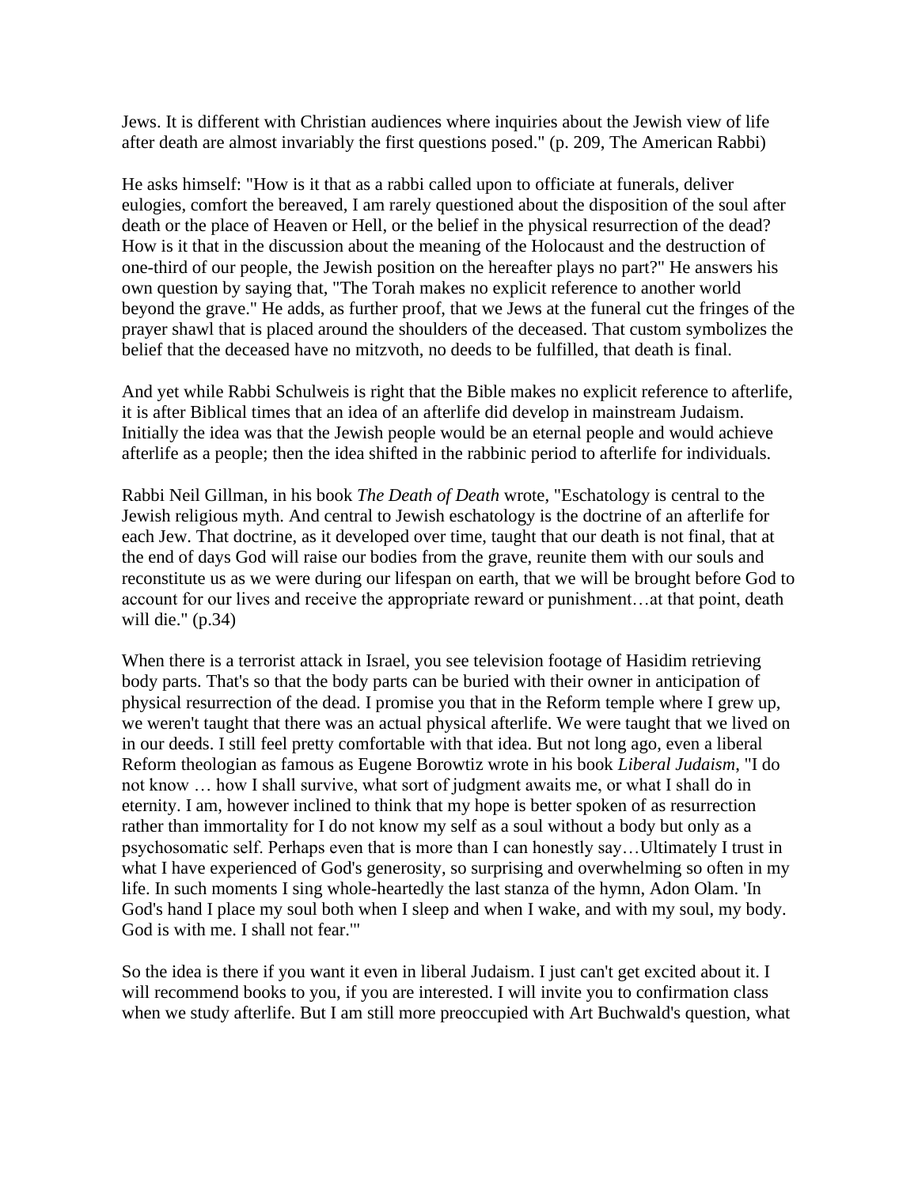Jews. It is different with Christian audiences where inquiries about the Jewish view of life after death are almost invariably the first questions posed." (p. 209, The American Rabbi)

He asks himself: "How is it that as a rabbi called upon to officiate at funerals, deliver eulogies, comfort the bereaved, I am rarely questioned about the disposition of the soul after death or the place of Heaven or Hell, or the belief in the physical resurrection of the dead? How is it that in the discussion about the meaning of the Holocaust and the destruction of one-third of our people, the Jewish position on the hereafter plays no part?" He answers his own question by saying that, "The Torah makes no explicit reference to another world beyond the grave." He adds, as further proof, that we Jews at the funeral cut the fringes of the prayer shawl that is placed around the shoulders of the deceased. That custom symbolizes the belief that the deceased have no mitzvoth, no deeds to be fulfilled, that death is final.

And yet while Rabbi Schulweis is right that the Bible makes no explicit reference to afterlife, it is after Biblical times that an idea of an afterlife did develop in mainstream Judaism. Initially the idea was that the Jewish people would be an eternal people and would achieve afterlife as a people; then the idea shifted in the rabbinic period to afterlife for individuals.

Rabbi Neil Gillman, in his book *The Death of Death* wrote, "Eschatology is central to the Jewish religious myth. And central to Jewish eschatology is the doctrine of an afterlife for each Jew. That doctrine, as it developed over time, taught that our death is not final, that at the end of days God will raise our bodies from the grave, reunite them with our souls and reconstitute us as we were during our lifespan on earth, that we will be brought before God to account for our lives and receive the appropriate reward or punishment…at that point, death will die." (p.34)

When there is a terrorist attack in Israel, you see television footage of Hasidim retrieving body parts. That's so that the body parts can be buried with their owner in anticipation of physical resurrection of the dead. I promise you that in the Reform temple where I grew up, we weren't taught that there was an actual physical afterlife. We were taught that we lived on in our deeds. I still feel pretty comfortable with that idea. But not long ago, even a liberal Reform theologian as famous as Eugene Borowtiz wrote in his book *Liberal Judaism*, "I do not know … how I shall survive, what sort of judgment awaits me, or what I shall do in eternity. I am, however inclined to think that my hope is better spoken of as resurrection rather than immortality for I do not know my self as a soul without a body but only as a psychosomatic self. Perhaps even that is more than I can honestly say…Ultimately I trust in what I have experienced of God's generosity, so surprising and overwhelming so often in my life. In such moments I sing whole-heartedly the last stanza of the hymn, Adon Olam. 'In God's hand I place my soul both when I sleep and when I wake, and with my soul, my body. God is with me. I shall not fear.'"

So the idea is there if you want it even in liberal Judaism. I just can't get excited about it. I will recommend books to you, if you are interested. I will invite you to confirmation class when we study afterlife. But I am still more preoccupied with Art Buchwald's question, what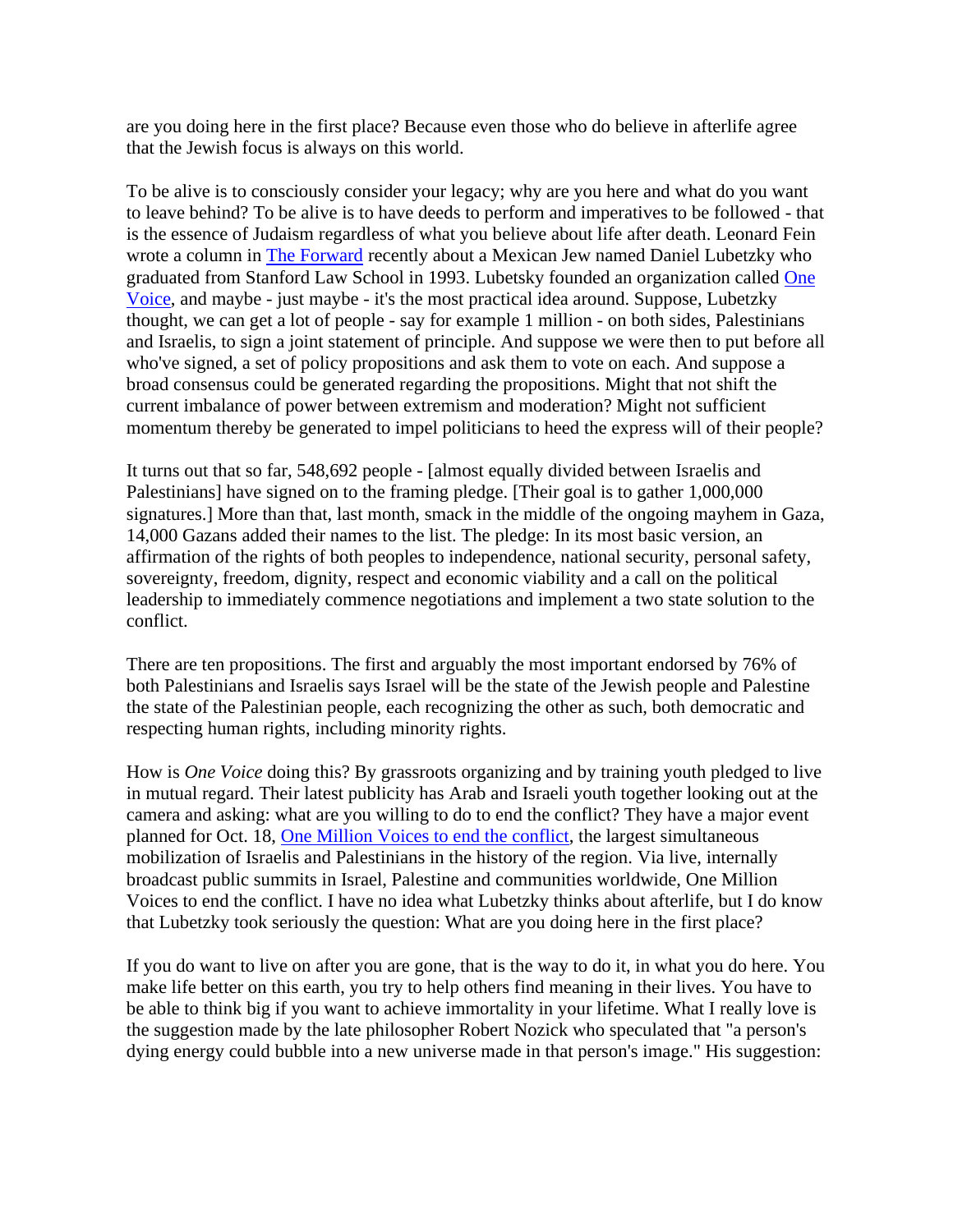are you doing here in the first place? Because even those who do believe in afterlife agree that the Jewish focus is always on this world.

To be alive is to consciously consider your legacy; why are you here and what do you want to leave behind? To be alive is to have deeds to perform and imperatives to be followed - that is the essence of Judaism regardless of what you believe about life after death. Leonard Fein wrote a column in The Forward recently about a Mexican Jew named Daniel Lubetzky who graduated from Stanford Law School in 1993. Lubetsky founded an organization called One Voice, and maybe - just maybe - it's the most practical idea around. Suppose, Lubetzky thought, we can get a lot of people - say for example 1 million - on both sides, Palestinians and Israelis, to sign a joint statement of principle. And suppose we were then to put before all who've signed, a set of policy propositions and ask them to vote on each. And suppose a broad consensus could be generated regarding the propositions. Might that not shift the current imbalance of power between extremism and moderation? Might not sufficient momentum thereby be generated to impel politicians to heed the express will of their people?

It turns out that so far, 548,692 people - [almost equally divided between Israelis and Palestinians] have signed on to the framing pledge. [Their goal is to gather 1,000,000 signatures.] More than that, last month, smack in the middle of the ongoing mayhem in Gaza, 14,000 Gazans added their names to the list. The pledge: In its most basic version, an affirmation of the rights of both peoples to independence, national security, personal safety, sovereignty, freedom, dignity, respect and economic viability and a call on the political leadership to immediately commence negotiations and implement a two state solution to the conflict.

There are ten propositions. The first and arguably the most important endorsed by 76% of both Palestinians and Israelis says Israel will be the state of the Jewish people and Palestine the state of the Palestinian people, each recognizing the other as such, both democratic and respecting human rights, including minority rights.

How is *One Voice* doing this? By grassroots organizing and by training youth pledged to live in mutual regard. Their latest publicity has Arab and Israeli youth together looking out at the camera and asking: what are you willing to do to end the conflict? They have a major event planned for Oct. 18, One Million Voices to end the conflict, the largest simultaneous mobilization of Israelis and Palestinians in the history of the region. Via live, internally broadcast public summits in Israel, Palestine and communities worldwide, One Million Voices to end the conflict. I have no idea what Lubetzky thinks about afterlife, but I do know that Lubetzky took seriously the question: What are you doing here in the first place?

If you do want to live on after you are gone, that is the way to do it, in what you do here. You make life better on this earth, you try to help others find meaning in their lives. You have to be able to think big if you want to achieve immortality in your lifetime. What I really love is the suggestion made by the late philosopher Robert Nozick who speculated that "a person's dying energy could bubble into a new universe made in that person's image." His suggestion: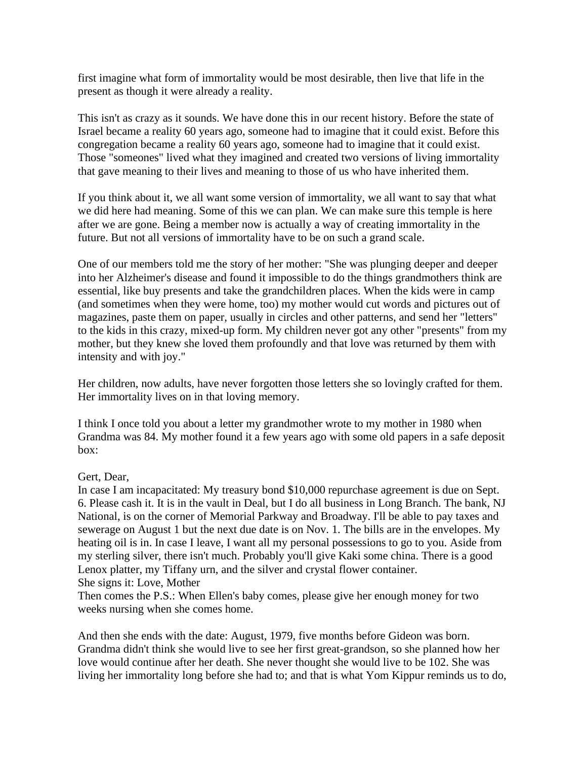first imagine what form of immortality would be most desirable, then live that life in the present as though it were already a reality.

This isn't as crazy as it sounds. We have done this in our recent history. Before the state of Israel became a reality 60 years ago, someone had to imagine that it could exist. Before this congregation became a reality 60 years ago, someone had to imagine that it could exist. Those "someones" lived what they imagined and created two versions of living immortality that gave meaning to their lives and meaning to those of us who have inherited them.

If you think about it, we all want some version of immortality, we all want to say that what we did here had meaning. Some of this we can plan. We can make sure this temple is here after we are gone. Being a member now is actually a way of creating immortality in the future. But not all versions of immortality have to be on such a grand scale.

One of our members told me the story of her mother: "She was plunging deeper and deeper into her Alzheimer's disease and found it impossible to do the things grandmothers think are essential, like buy presents and take the grandchildren places. When the kids were in camp (and sometimes when they were home, too) my mother would cut words and pictures out of magazines, paste them on paper, usually in circles and other patterns, and send her "letters" to the kids in this crazy, mixed-up form. My children never got any other "presents" from my mother, but they knew she loved them profoundly and that love was returned by them with intensity and with joy."

Her children, now adults, have never forgotten those letters she so lovingly crafted for them. Her immortality lives on in that loving memory.

I think I once told you about a letter my grandmother wrote to my mother in 1980 when Grandma was 84. My mother found it a few years ago with some old papers in a safe deposit box:

Gert, Dear,
In case I am incapacitated: My treasury bond $10,000 repurchase agreement is due on Sept. 6. Please cash it. It is in the vault in Deal, but I do all business in Long Branch. The bank, NJ National, is on the corner of Memorial Parkway and Broadway. I'll be able to pay taxes and sewerage on August 1 but the next due date is on Nov. 1. The bills are in the envelopes. My heating oil is in. In case I leave, I want all my personal possessions to go to you. Aside from my sterling silver, there isn't much. Probably you'll give Kaki some china. There is a good Lenox platter, my Tiffany urn, and the silver and crystal flower container.
She signs it: Love, Mother
Then comes the P.S.: When Ellen's baby comes, please give her enough money for two weeks nursing when she comes home.

And then she ends with the date: August, 1979, five months before Gideon was born. Grandma didn't think she would live to see her first great-grandson, so she planned how her love would continue after her death. She never thought she would live to be 102. She was living her immortality long before she had to; and that is what Yom Kippur reminds us to do,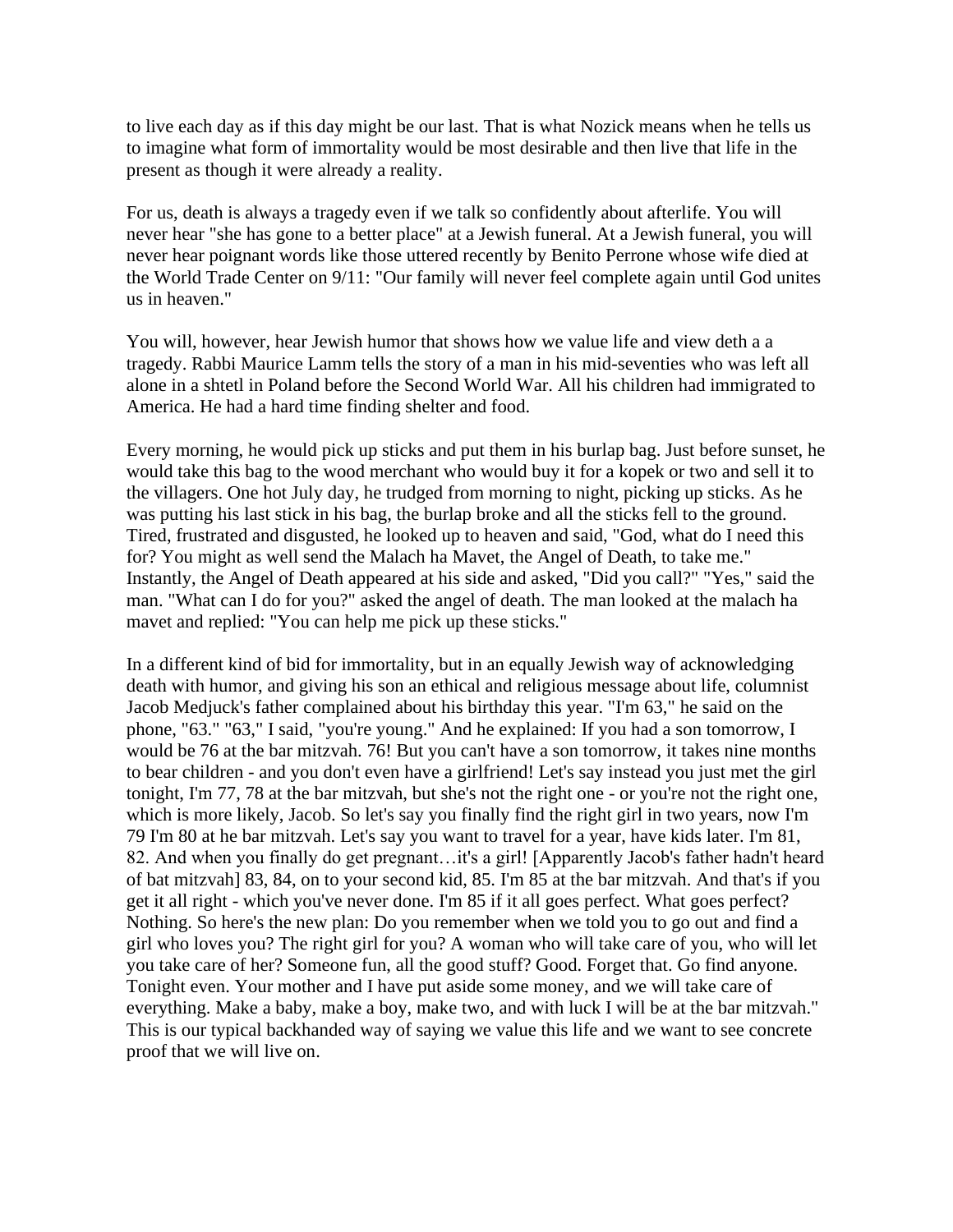to live each day as if this day might be our last. That is what Nozick means when he tells us to imagine what form of immortality would be most desirable and then live that life in the present as though it were already a reality.

For us, death is always a tragedy even if we talk so confidently about afterlife. You will never hear "she has gone to a better place" at a Jewish funeral. At a Jewish funeral, you will never hear poignant words like those uttered recently by Benito Perrone whose wife died at the World Trade Center on 9/11: "Our family will never feel complete again until God unites us in heaven."

You will, however, hear Jewish humor that shows how we value life and view deth a a tragedy. Rabbi Maurice Lamm tells the story of a man in his mid-seventies who was left all alone in a shtetl in Poland before the Second World War. All his children had immigrated to America. He had a hard time finding shelter and food.

Every morning, he would pick up sticks and put them in his burlap bag. Just before sunset, he would take this bag to the wood merchant who would buy it for a kopek or two and sell it to the villagers. One hot July day, he trudged from morning to night, picking up sticks. As he was putting his last stick in his bag, the burlap broke and all the sticks fell to the ground. Tired, frustrated and disgusted, he looked up to heaven and said, "God, what do I need this for? You might as well send the Malach ha Mavet, the Angel of Death, to take me." Instantly, the Angel of Death appeared at his side and asked, "Did you call?" "Yes," said the man. "What can I do for you?" asked the angel of death. The man looked at the malach ha mavet and replied: "You can help me pick up these sticks."

In a different kind of bid for immortality, but in an equally Jewish way of acknowledging death with humor, and giving his son an ethical and religious message about life, columnist Jacob Medjuck's father complained about his birthday this year. "I'm 63," he said on the phone, "63." "63," I said, "you're young." And he explained: If you had a son tomorrow, I would be 76 at the bar mitzvah. 76! But you can't have a son tomorrow, it takes nine months to bear children - and you don't even have a girlfriend! Let's say instead you just met the girl tonight, I'm 77, 78 at the bar mitzvah, but she's not the right one - or you're not the right one, which is more likely, Jacob. So let's say you finally find the right girl in two years, now I'm 79 I'm 80 at he bar mitzvah. Let's say you want to travel for a year, have kids later. I'm 81, 82. And when you finally do get pregnant…it's a girl! [Apparently Jacob's father hadn't heard of bat mitzvah] 83, 84, on to your second kid, 85. I'm 85 at the bar mitzvah. And that's if you get it all right - which you've never done. I'm 85 if it all goes perfect. What goes perfect? Nothing. So here's the new plan: Do you remember when we told you to go out and find a girl who loves you? The right girl for you? A woman who will take care of you, who will let you take care of her? Someone fun, all the good stuff? Good. Forget that. Go find anyone. Tonight even. Your mother and I have put aside some money, and we will take care of everything. Make a baby, make a boy, make two, and with luck I will be at the bar mitzvah." This is our typical backhanded way of saying we value this life and we want to see concrete proof that we will live on.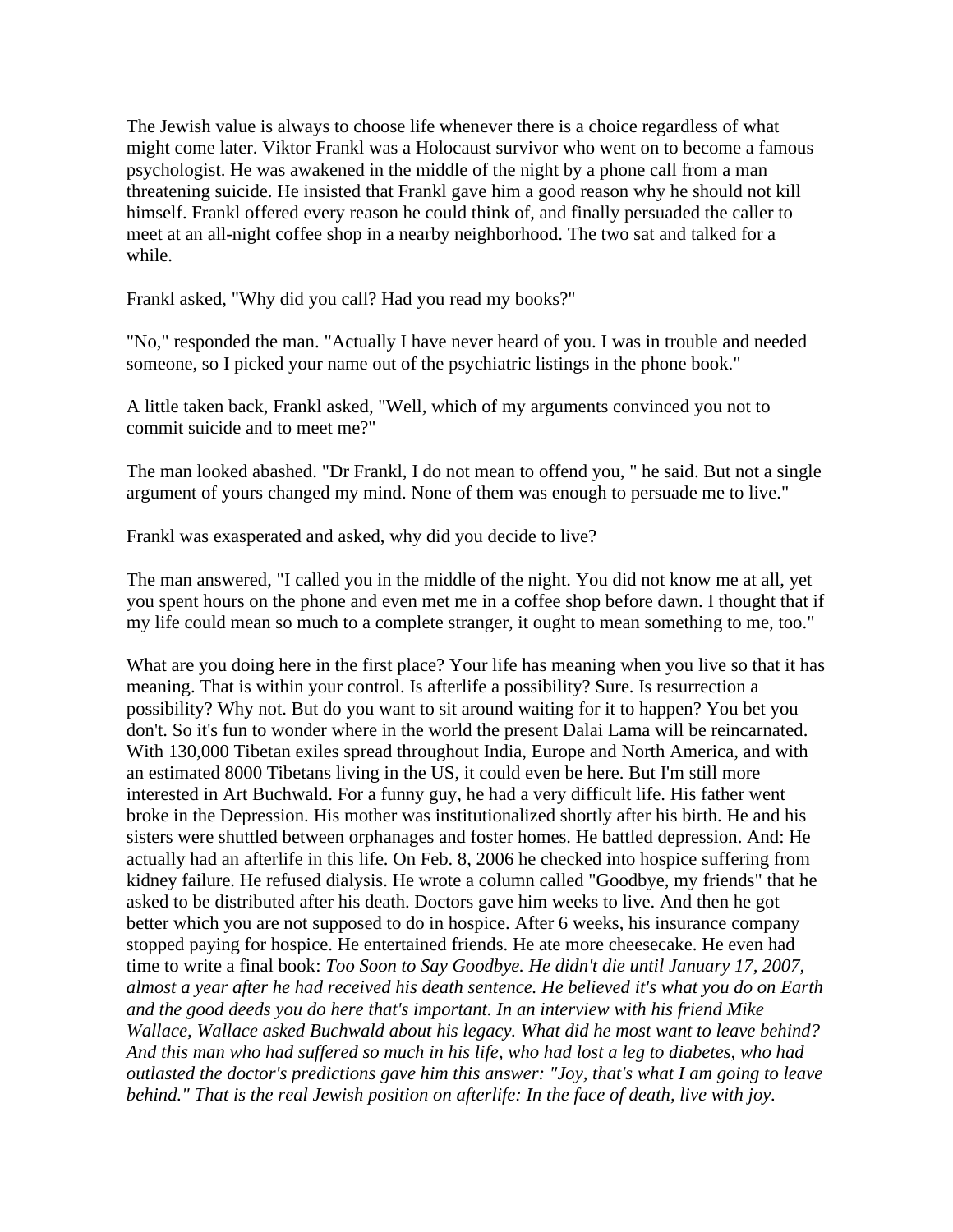The Jewish value is always to choose life whenever there is a choice regardless of what might come later. Viktor Frankl was a Holocaust survivor who went on to become a famous psychologist. He was awakened in the middle of the night by a phone call from a man threatening suicide. He insisted that Frankl gave him a good reason why he should not kill himself. Frankl offered every reason he could think of, and finally persuaded the caller to meet at an all-night coffee shop in a nearby neighborhood. The two sat and talked for a while.

Frankl asked, "Why did you call? Had you read my books?"

"No," responded the man. "Actually I have never heard of you. I was in trouble and needed someone, so I picked your name out of the psychiatric listings in the phone book."

A little taken back, Frankl asked, "Well, which of my arguments convinced you not to commit suicide and to meet me?"

The man looked abashed. "Dr Frankl, I do not mean to offend you, " he said. But not a single argument of yours changed my mind. None of them was enough to persuade me to live."

Frankl was exasperated and asked, why did you decide to live?

The man answered, "I called you in the middle of the night. You did not know me at all, yet you spent hours on the phone and even met me in a coffee shop before dawn. I thought that if my life could mean so much to a complete stranger, it ought to mean something to me, too."

What are you doing here in the first place? Your life has meaning when you live so that it has meaning. That is within your control. Is afterlife a possibility? Sure. Is resurrection a possibility? Why not. But do you want to sit around waiting for it to happen? You bet you don't. So it's fun to wonder where in the world the present Dalai Lama will be reincarnated. With 130,000 Tibetan exiles spread throughout India, Europe and North America, and with an estimated 8000 Tibetans living in the US, it could even be here. But I'm still more interested in Art Buchwald. For a funny guy, he had a very difficult life. His father went broke in the Depression. His mother was institutionalized shortly after his birth. He and his sisters were shuttled between orphanages and foster homes. He battled depression. And: He actually had an afterlife in this life. On Feb. 8, 2006 he checked into hospice suffering from kidney failure. He refused dialysis. He wrote a column called "Goodbye, my friends" that he asked to be distributed after his death. Doctors gave him weeks to live. And then he got better which you are not supposed to do in hospice. After 6 weeks, his insurance company stopped paying for hospice. He entertained friends. He ate more cheesecake. He even had time to write a final book: *Too Soon to Say Goodbye. He didn't die until January 17, 2007, almost a year after he had received his death sentence. He believed it's what you do on Earth and the good deeds you do here that's important. In an interview with his friend Mike Wallace, Wallace asked Buchwald about his legacy. What did he most want to leave behind? And this man who had suffered so much in his life, who had lost a leg to diabetes, who had outlasted the doctor's predictions gave him this answer: "Joy, that's what I am going to leave behind." That is the real Jewish position on afterlife: In the face of death, live with joy.*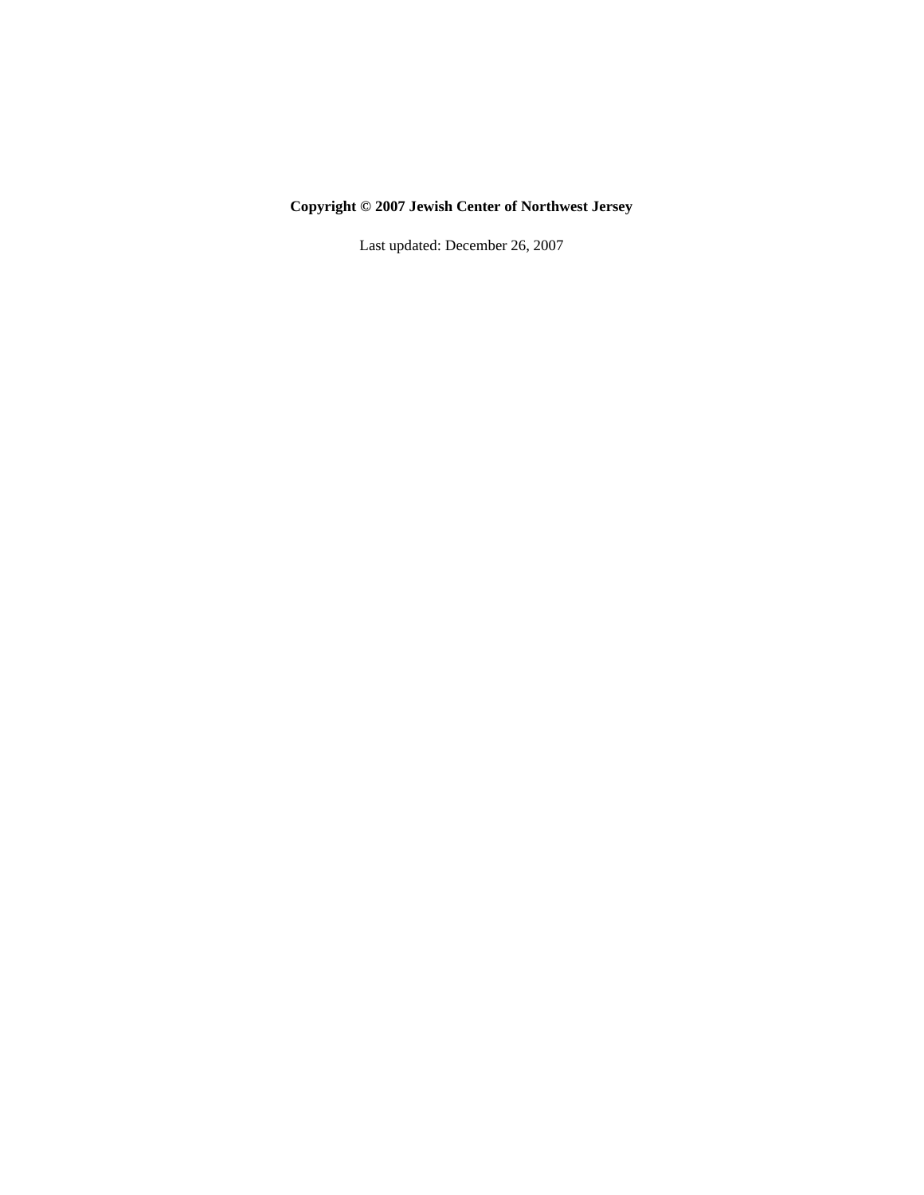**Copyright © 2007 Jewish Center of Northwest Jersey**

Last updated: December 26, 2007